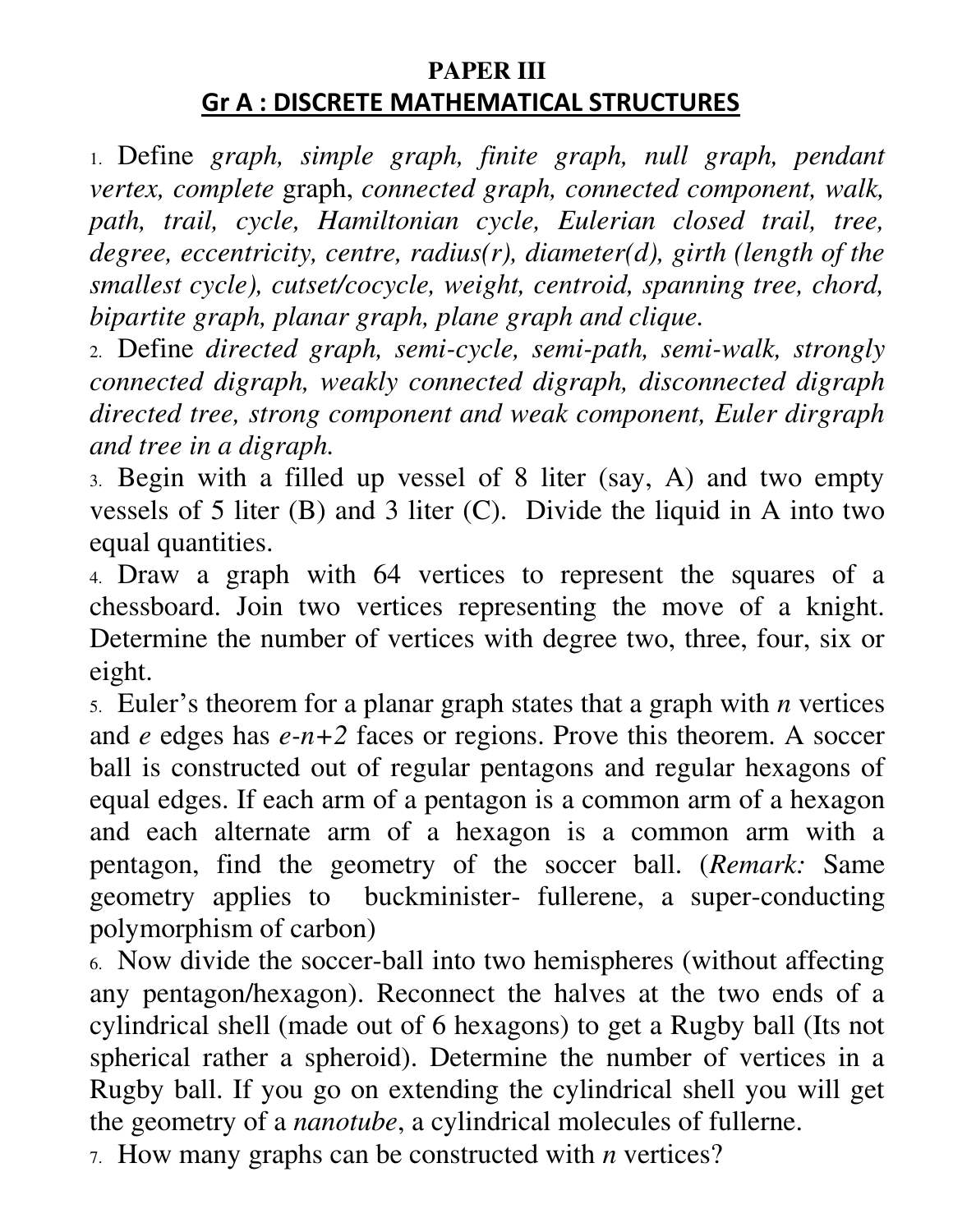**PAPER III**

## Gr A : DISCRETE MATHEMATICAL STRUCTURES

1. Define *graph, simple graph, finite graph, null graph, pendant vertex, complete* graph, *connected graph, connected component, walk, path, trail, cycle, Hamiltonian cycle, Eulerian closed trail, tree, degree, eccentricity, centre, radius(r), diameter(d), girth (length of the smallest cycle), cutset/cocycle, weight, centroid, spanning tree, chord, bipartite graph, planar graph, plane graph and clique.*

2. Define *directed graph, semi-cycle, semi-path, semi-walk, strongly connected digraph, weakly connected digraph, disconnected digraph directed tree, strong component and weak component, Euler dirgraph and tree in a digraph.*

3. Begin with a filled up vessel of 8 liter (say, A) and two empty vessels of 5 liter (B) and 3 liter (C). Divide the liquid in A into two equal quantities.

4. Draw a graph with 64 vertices to represent the squares of a chessboard. Join two vertices representing the move of a knight. Determine the number of vertices with degree two, three, four, six or eight.

5. Euler's theorem for a planar graph states that a graph with $n$ vertices and $e$ edges has $e\text{-}n\text{+}2$ faces or regions. Prove this theorem. A soccer ball is constructed out of regular pentagons and regular hexagons of equal edges. If each arm of a pentagon is a common arm of a hexagon and each alternate arm of a hexagon is a common arm with a pentagon, find the geometry of the soccer ball. (*Remark:* Same geometry applies to buckminister- fullerene, a super-conducting polymorphism of carbon)

6. Now divide the soccer-ball into two hemispheres (without affecting any pentagon/hexagon). Reconnect the halves at the two ends of a cylindrical shell (made out of 6 hexagons) to get a Rugby ball (Its not spherical rather a spheroid). Determine the number of vertices in a Rugby ball. If you go on extending the cylindrical shell you will get the geometry of a *nanotube*, a cylindrical molecules of fullerne.

7. How many graphs can be constructed with $n$ vertices?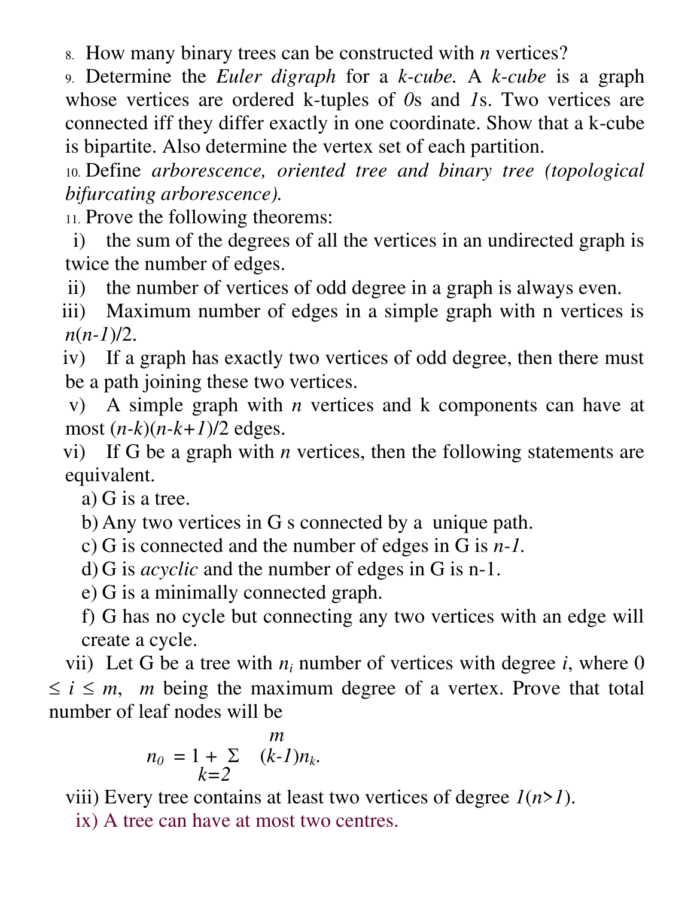8. How many binary trees can be constructed with $n$ vertices?

9. Determine the *Euler digraph* for a *k-cube.* A *k-cube* is a graph whose vertices are ordered k-tuples of *0*s and *1*s. Two vertices are connected iff they differ exactly in one coordinate. Show that a k-cube is bipartite. Also determine the vertex set of each partition.

10. Define *arborescence, oriented tree and binary tree (topological bifurcating arborescence).*

11. Prove the following theorems:

 i) the sum of the degrees of all the vertices in an undirected graph is twice the number of edges.

 ii) the number of vertices of odd degree in a graph is always even.

 iii) Maximum number of edges in a simple graph with n vertices is $n(n-1)/2$.

 iv) If a graph has exactly two vertices of odd degree, then there must be a path joining these two vertices.

 v) A simple graph with $n$ vertices and k components can have at most $(n-k)(n-k+1)/2$ edges.

 vi) If G be a graph with $n$ vertices, then the following statements are equivalent.

  a) G is a tree.

  b) Any two vertices in G s connected by a unique path.

  c) G is connected and the number of edges in G is $n-1$.

  d) G is *acyclic* and the number of edges in G is n-1.

  e) G is a minimally connected graph.

  f) G has no cycle but connecting any two vertices with an edge will create a cycle.

 vii) Let G be a tree with $n_i$ number of vertices with degree $i$, where $0 \le i \le m$, $m$ being the maximum degree of a vertex. Prove that total number of leaf nodes will be

$$n_0 = 1 + \sum_{k=2}^{m} (k-1)n_k.$$

 viii) Every tree contains at least two vertices of degree $1 (n>1)$.

 ix) A tree can have at most two centres.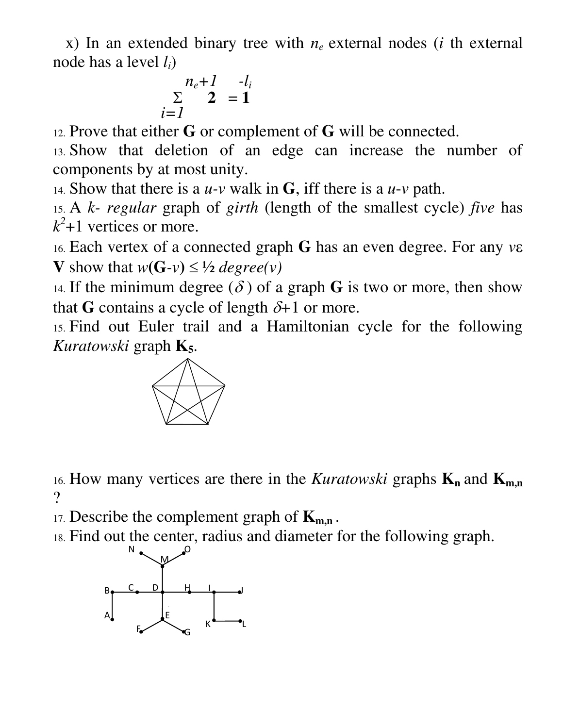x) In an extended binary tree with $n_e$ external nodes ($i$ th external node has a level $l_i$)

$$\sum_{i=1}^{n_e+1} 2^{-l_i} = 1$$

12. Prove that either **G** or complement of **G** will be connected.

13. Show that deletion of an edge can increase the number of components by at most unity.

14. Show that there is a $u$-$v$ walk in **G**, iff there is a $u$-$v$ path.

15. A *k- regular* graph of *girth* (length of the smallest cycle) *five* has $k^2+1$ vertices or more.

16. Each vertex of a connected graph **G** has an even degree. For any $v \varepsilon$ **V** show that $w(\mathbf{G}-v) \leq \frac{1}{2}\, degree(v)$

14. If the minimum degree ($\delta$) of a graph **G** is two or more, then show that **G** contains a cycle of length $\delta+1$ or more.

15. Find out Euler trail and a Hamiltonian cycle for the following *Kuratowski* graph $\mathbf{K_5}$.

16. How many vertices are there in the *Kuratowski* graphs $\mathbf{K_n}$ and $\mathbf{K_{m,n}}$ ?

17. Describe the complement graph of $\mathbf{K_{m,n}}$ .

18. Find out the center, radius and diameter for the following graph.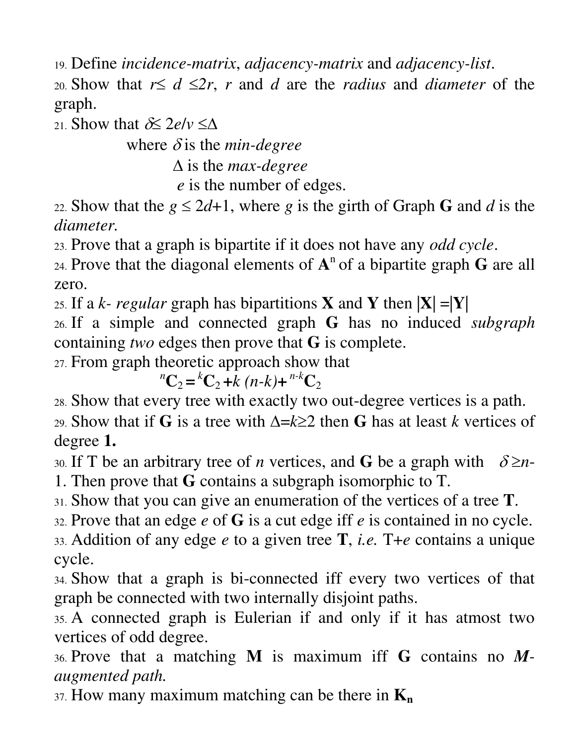19. Define *incidence-matrix*, *adjacency-matrix* and *adjacency-list*.
20. Show that $r \leq d \leq 2r$, $r$ and $d$ are the *radius* and *diameter* of the graph.
21. Show that $\delta \leq 2e/v \leq \Delta$

    where $\delta$ is the *min-degree*

    $\Delta$ is the *max-degree*

    $e$ is the number of edges.
22. Show that the $g \leq 2d+1$, where $g$ is the girth of Graph **G** and $d$ is the *diameter.*
23. Prove that a graph is bipartite if it does not have any *odd cycle*.
24. Prove that the diagonal elements of $\mathbf{A}^n$ of a bipartite graph **G** are all zero.
25. If a *k- regular* graph has bipartitions **X** and **Y** then $|\mathbf{X}| = |\mathbf{Y}|$
26. If a simple and connected graph **G** has no induced *subgraph* containing *two* edges then prove that **G** is complete.
27. From graph theoretic approach show that

    $${}^{n}\mathbf{C}_2 = {}^{k}\mathbf{C}_2 + k\,(n-k) + {}^{n-k}\mathbf{C}_2$$
28. Show that every tree with exactly two out-degree vertices is a path.
29. Show that if **G** is a tree with $\Delta = k \geq 2$ then **G** has at least $k$ vertices of degree **1.**
30. If T be an arbitrary tree of $n$ vertices, and **G** be a graph with $\delta \geq n-1$. Then prove that **G** contains a subgraph isomorphic to T.
31. Show that you can give an enumeration of the vertices of a tree **T**.
32. Prove that an edge $e$ of **G** is a cut edge iff $e$ is contained in no cycle.
33. Addition of any edge $e$ to a given tree **T**, *i.e.* T+$e$ contains a unique cycle.
34. Show that a graph is bi-connected iff every two vertices of that graph be connected with two internally disjoint paths.
35. A connected graph is Eulerian if and only if it has atmost two vertices of odd degree.
36. Prove that a matching **M** is maximum iff **G** contains no ***M**-augmented path.*
37. How many maximum matching can be there in $\mathbf{K_n}$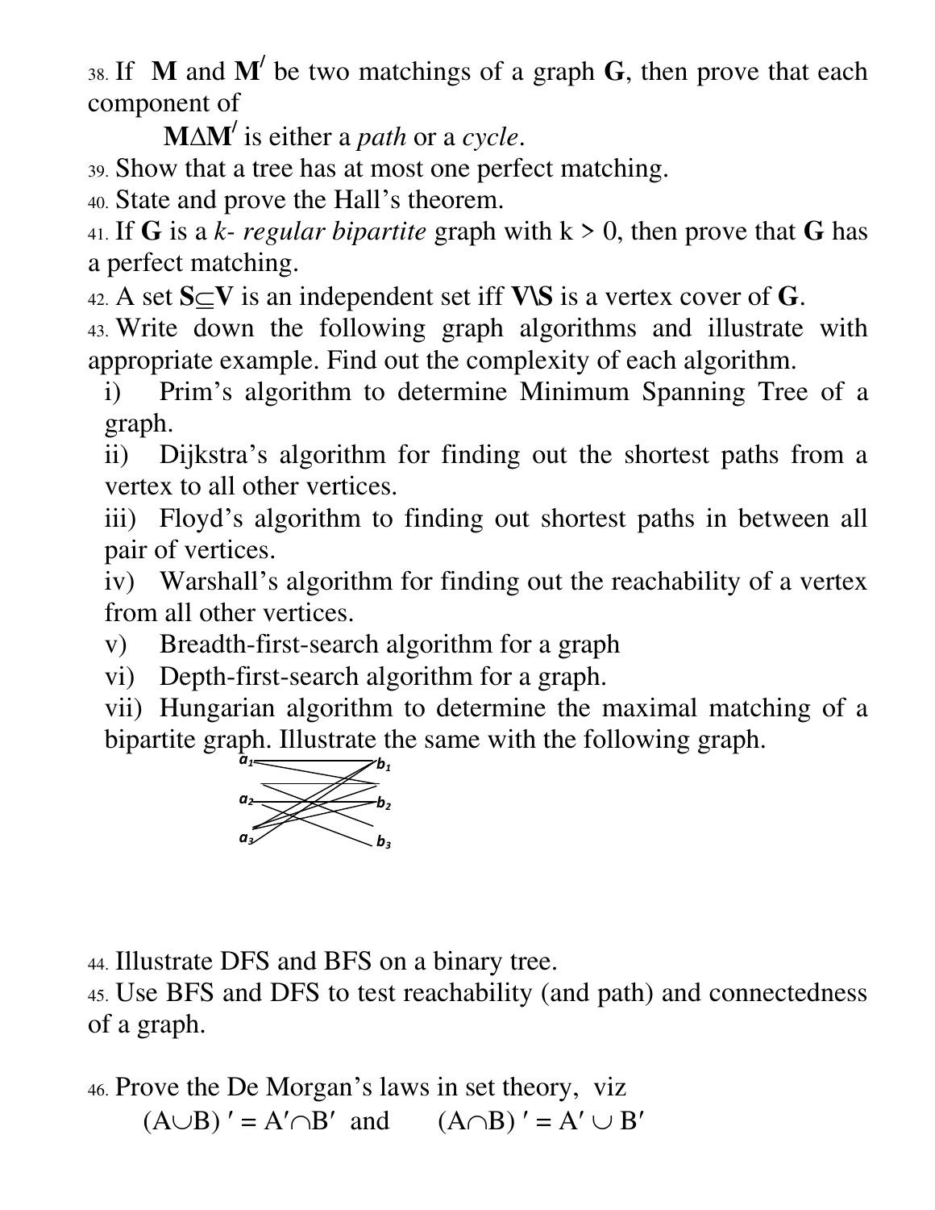38. If $\mathbf{M}$ and $\mathbf{M}'$ be two matchings of a graph **G**, then prove that each component of

$\mathbf{M} \Delta \mathbf{M}'$ is either a *path* or a *cycle*.

39. Show that a tree has at most one perfect matching.

40. State and prove the Hall's theorem.

41. If **G** is a *k- regular bipartite* graph with $k > 0$, then prove that **G** has a perfect matching.

42. A set $\mathbf{S} \subseteq \mathbf{V}$ is an independent set iff $\mathbf{V} \backslash \mathbf{S}$ is a vertex cover of **G**.

43. Write down the following graph algorithms and illustrate with appropriate example. Find out the complexity of each algorithm.

   i) Prim's algorithm to determine Minimum Spanning Tree of a graph.
   
   ii) Dijkstra's algorithm for finding out the shortest paths from a vertex to all other vertices.
   
   iii) Floyd's algorithm to finding out shortest paths in between all pair of vertices.
   
   iv) Warshall's algorithm for finding out the reachability of a vertex from all other vertices.
   
   v) Breadth-first-search algorithm for a graph
   
   vi) Depth-first-search algorithm for a graph.
   
   vii) Hungarian algorithm to determine the maximal matching of a bipartite graph. Illustrate the same with the following graph.

$a_1$ $b_1$

$a_2$ $b_2$

$a_3$ $b_3$

44. Illustrate DFS and BFS on a binary tree.

45. Use BFS and DFS to test reachability (and path) and connectedness of a graph.

46. Prove the De Morgan's laws in set theory, viz

$(A \cup B)' = A' \cap B'$ and $(A \cap B)' = A' \cup B'$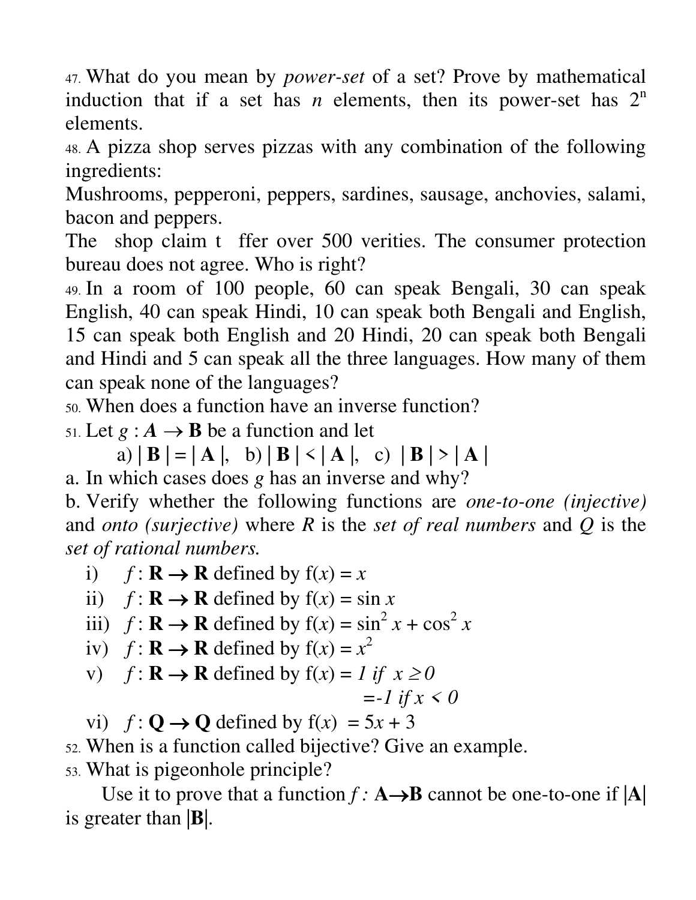47. What do you mean by *power-set* of a set? Prove by mathematical induction that if a set has *n* elements, then its power-set has $2^n$ elements.

48. A pizza shop serves pizzas with any combination of the following ingredients:
Mushrooms, pepperoni, peppers, sardines, sausage, anchovies, salami, bacon and peppers.
The shop claim t ffer over 500 verities. The consumer protection bureau does not agree. Who is right?

49. In a room of 100 people, 60 can speak Bengali, 30 can speak English, 40 can speak Hindi, 10 can speak both Bengali and English, 15 can speak both English and 20 Hindi, 20 can speak both Bengali and Hindi and 5 can speak all the three languages. How many of them can speak none of the languages?

50. When does a function have an inverse function?

51. Let $g : \boldsymbol{A} \rightarrow \mathbf{B}$ be a function and let

    a) $|\mathbf{B}| = |\mathbf{A}|$, b) $|\mathbf{B}| < |\mathbf{A}|$, c) $|\mathbf{B}| > |\mathbf{A}|$

a. In which cases does *g* has an inverse and why?

b. Verify whether the following functions are *one-to-one (injective)* and *onto (surjective)* where *R* is the *set of real numbers* and *Q* is the *set of rational numbers.*

   i) $f : \mathbf{R} \rightarrow \mathbf{R}$ defined by $f(x) = x$
   ii) $f : \mathbf{R} \rightarrow \mathbf{R}$ defined by $f(x) = \sin x$
   iii) $f : \mathbf{R} \rightarrow \mathbf{R}$ defined by $f(x) = \sin^2 x + \cos^2 x$
   iv) $f : \mathbf{R} \rightarrow \mathbf{R}$ defined by $f(x) = x^2$
   v) $f : \mathbf{R} \rightarrow \mathbf{R}$ defined by $f(x) = 1$ *if* $x \geq 0$
      $= -1$ *if* $x < 0$
   vi) $f : \mathbf{Q} \rightarrow \mathbf{Q}$ defined by $f(x) = 5x + 3$

52. When is a function called bijective? Give an example.

53. What is pigeonhole principle?
Use it to prove that a function $f : \mathbf{A} \rightarrow \mathbf{B}$ cannot be one-to-one if $|\mathbf{A}|$ is greater than $|\mathbf{B}|$.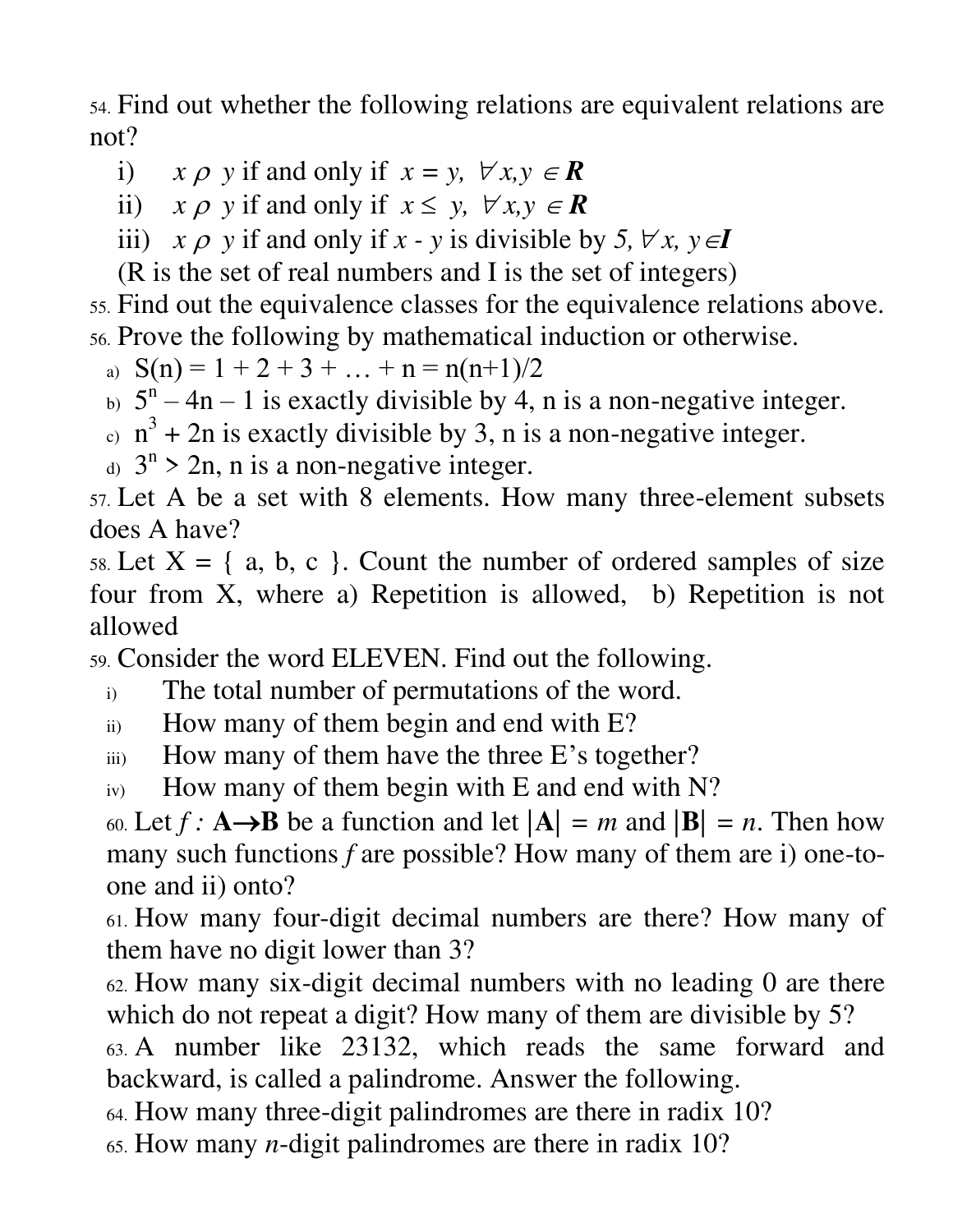54. Find out whether the following relations are equivalent relations are not?

   i) $x \,\rho\, y$ if and only if $x = y,\ \forall x,y \in \boldsymbol{R}$
   ii) $x \,\rho\, y$ if and only if $x \le y,\ \forall x,y \in \boldsymbol{R}$
   iii) $x \,\rho\, y$ if and only if $x - y$ is divisible by $5, \forall x, y \in \boldsymbol{I}$

   (R is the set of real numbers and I is the set of integers)

55. Find out the equivalence classes for the equivalence relations above.

56. Prove the following by mathematical induction or otherwise.

   a) $S(n) = 1 + 2 + 3 + \ldots + n = n(n+1)/2$
   b) $5^n - 4n - 1$ is exactly divisible by 4, n is a non-negative integer.
   c) $n^3 + 2n$ is exactly divisible by 3, n is a non-negative integer.
   d) $3^n > 2n$, n is a non-negative integer.

57. Let A be a set with 8 elements. How many three-element subsets does A have?

58. Let X = { a, b, c }. Count the number of ordered samples of size four from X, where a) Repetition is allowed, b) Repetition is not allowed

59. Consider the word ELEVEN. Find out the following.

   i) The total number of permutations of the word.
   ii) How many of them begin and end with E?
   iii) How many of them have the three E's together?
   iv) How many of them begin with E and end with N?

60. Let $f : \mathbf{A} \rightarrow \mathbf{B}$ be a function and let $|\mathbf{A}| = m$ and $|\mathbf{B}| = n$. Then how many such functions $f$ are possible? How many of them are i) one-to-one and ii) onto?

61. How many four-digit decimal numbers are there? How many of them have no digit lower than 3?

62. How many six-digit decimal numbers with no leading 0 are there which do not repeat a digit? How many of them are divisible by 5?

63. A number like 23132, which reads the same forward and backward, is called a palindrome. Answer the following.

64. How many three-digit palindromes are there in radix 10?

65. How many $n$-digit palindromes are there in radix 10?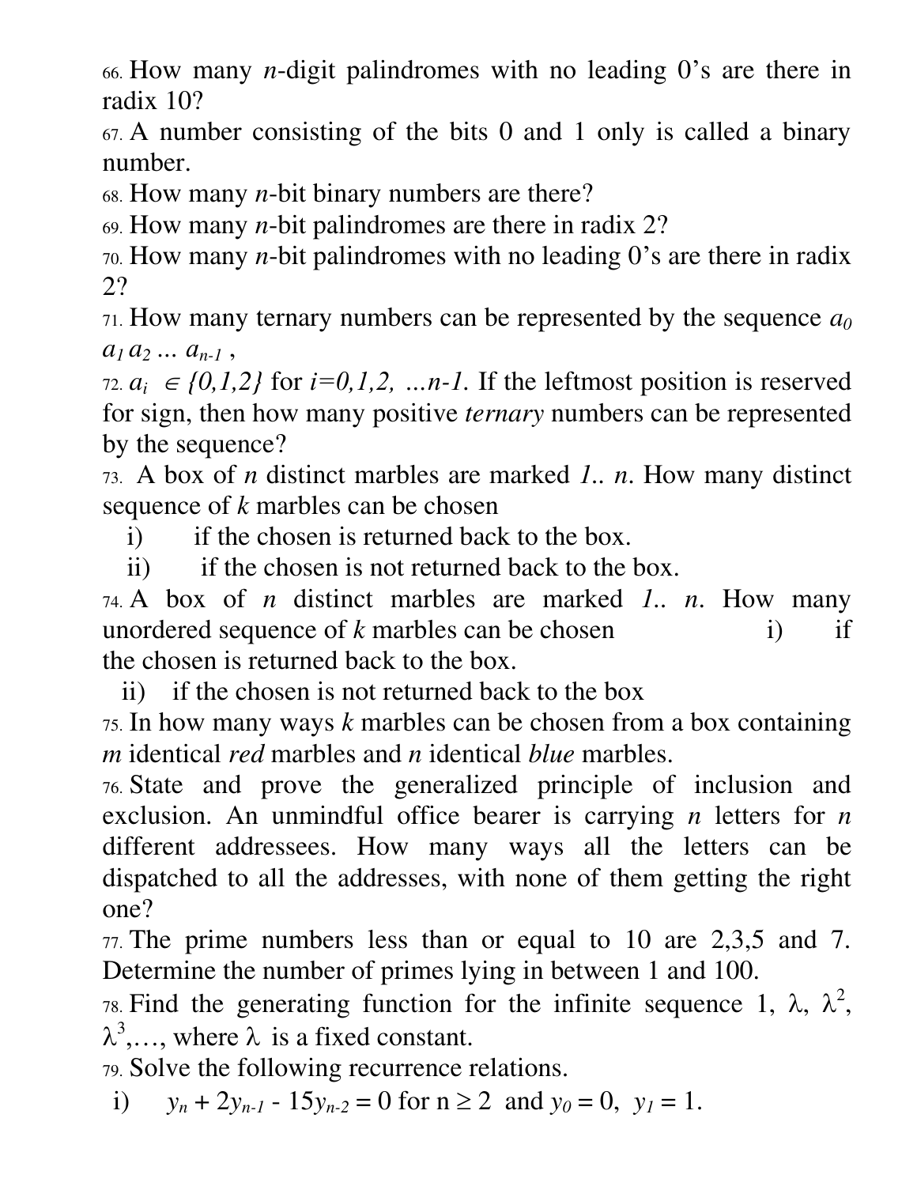66. How many $n$-digit palindromes with no leading 0's are there in radix 10?

67. A number consisting of the bits 0 and 1 only is called a binary number.

68. How many $n$-bit binary numbers are there?

69. How many $n$-bit palindromes are there in radix 2?

70. How many $n$-bit palindromes with no leading 0's are there in radix 2?

71. How many ternary numbers can be represented by the sequence $a_0\, a_1\, a_2 \ldots a_{n-1}$ ,

72. $a_i \in \{0,1,2\}$ for $i=0,1,2, \ldots n-1$. If the leftmost position is reserved for sign, then how many positive *ternary* numbers can be represented by the sequence?

73. A box of $n$ distinct marbles are marked $1..\, n$. How many distinct sequence of $k$ marbles can be chosen
    1. if the chosen is returned back to the box.
    2. if the chosen is not returned back to the box.

74. A box of $n$ distinct marbles are marked $1..\, n$. How many unordered sequence of $k$ marbles can be chosen
    1. if the chosen is returned back to the box.
    2. if the chosen is not returned back to the box

75. In how many ways $k$ marbles can be chosen from a box containing $m$ identical *red* marbles and $n$ identical *blue* marbles.

76. State and prove the generalized principle of inclusion and exclusion. An unmindful office bearer is carrying $n$ letters for $n$ different addressees. How many ways all the letters can be dispatched to all the addresses, with none of them getting the right one?

77. The prime numbers less than or equal to 10 are 2,3,5 and 7. Determine the number of primes lying in between 1 and 100.

78. Find the generating function for the infinite sequence $1, \lambda, \lambda^2, \lambda^3, \ldots$, where $\lambda$ is a fixed constant.

79. Solve the following recurrence relations.
    1. $y_n + 2y_{n-1} - 15y_{n-2} = 0$ for $n \geq 2$ and $y_0 = 0$, $y_1 = 1$.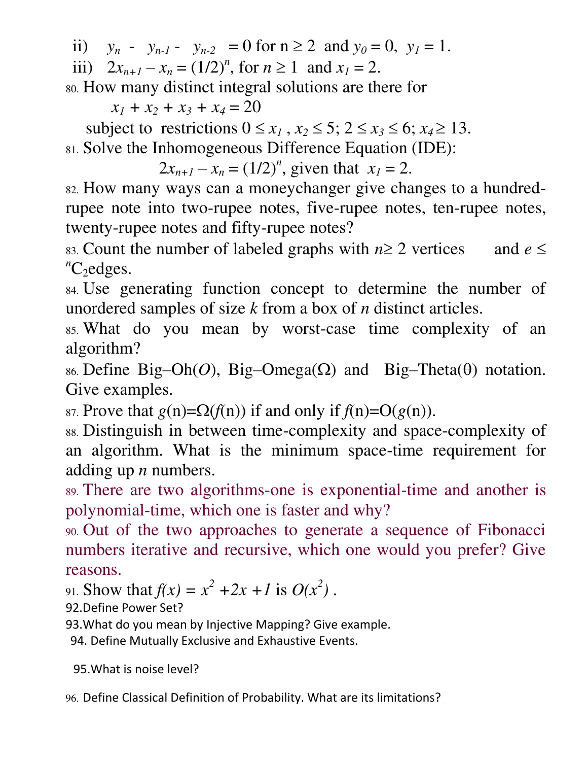ii) $y_n - y_{n-1} - y_{n-2} = 0$ for $n \geq 2$ and $y_0 = 0$, $y_1 = 1$.

iii) $2x_{n+1} - x_n = (1/2)^n$, for $n \geq 1$ and $x_1 = 2$.

80. How many distinct integral solutions are there for

$$x_1 + x_2 + x_3 + x_4 = 20$$

subject to restrictions $0 \leq x_1, x_2 \leq 5$; $2 \leq x_3 \leq 6$; $x_4 \geq 13$.

81. Solve the Inhomogeneous Difference Equation (IDE):

$$2x_{n+1} - x_n = (1/2)^n, \text{ given that } x_1 = 2.$$

82. How many ways can a moneychanger give changes to a hundred-rupee note into two-rupee notes, five-rupee notes, ten-rupee notes, twenty-rupee notes and fifty-rupee notes?

83. Count the number of labeled graphs with $n \geq 2$ vertices and $e \leq {}^nC_2$ edges.

84. Use generating function concept to determine the number of unordered samples of size $k$ from a box of $n$ distinct articles.

85. What do you mean by worst-case time complexity of an algorithm?

86. Define Big–Oh($O$), Big–Omega($\Omega$) and Big–Theta($\theta$) notation. Give examples.

87. Prove that $g(n)=\Omega(f(n))$ if and only if $f(n)=O(g(n))$.

88. Distinguish in between time-complexity and space-complexity of an algorithm. What is the minimum space-time requirement for adding up $n$ numbers.

89. There are two algorithms-one is exponential-time and another is polynomial-time, which one is faster and why?

90. Out of the two approaches to generate a sequence of Fibonacci numbers iterative and recursive, which one would you prefer? Give reasons.

91. Show that $f(x) = x^2 + 2x + 1$ is $O(x^2)$.

92. Define Power Set?

93. What do you mean by Injective Mapping? Give example.

94. Define Mutually Exclusive and Exhaustive Events.

95. What is noise level?

96. Define Classical Definition of Probability. What are its limitations?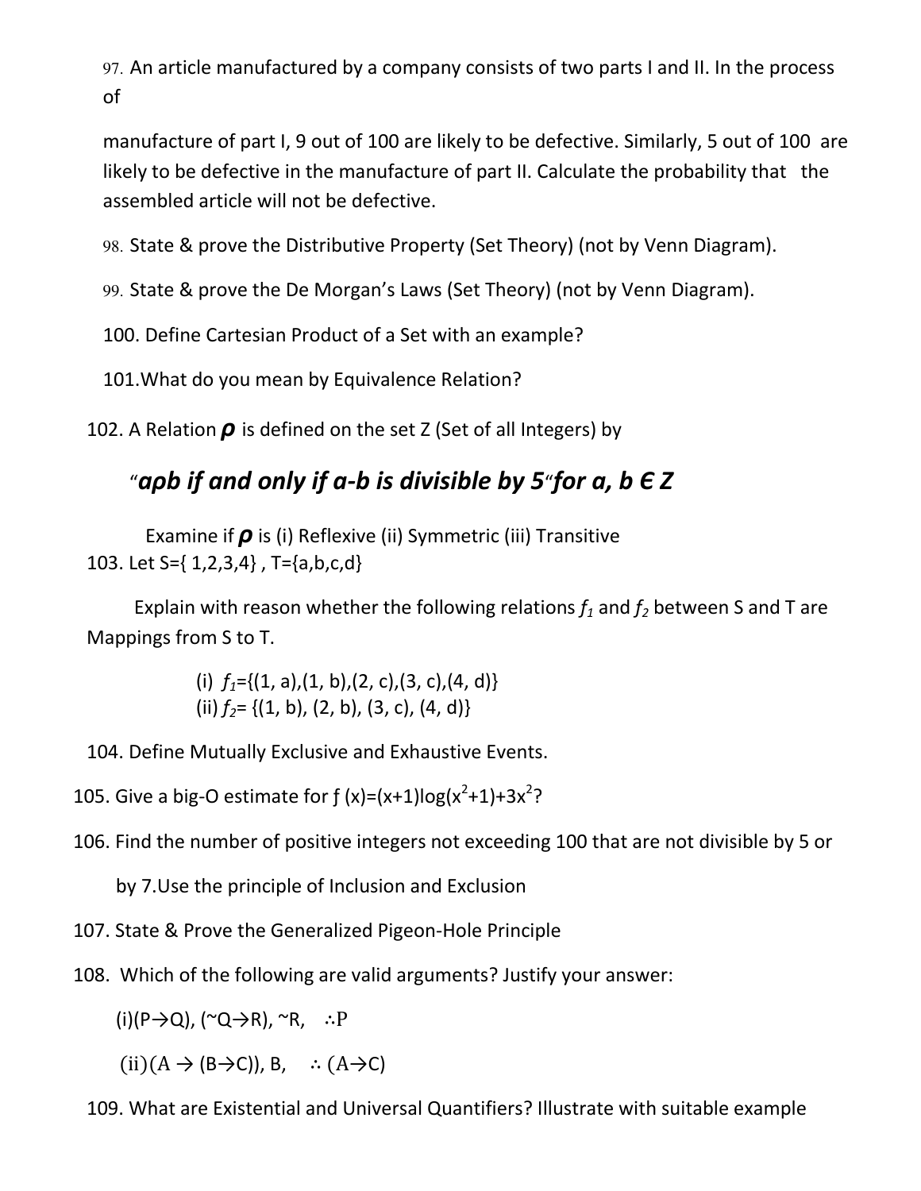97. An article manufactured by a company consists of two parts I and II. In the process of

manufacture of part I, 9 out of 100 are likely to be defective. Similarly, 5 out of 100 are likely to be defective in the manufacture of part II. Calculate the probability that the assembled article will not be defective.

98. State & prove the Distributive Property (Set Theory) (not by Venn Diagram).

99. State & prove the De Morgan's Laws (Set Theory) (not by Venn Diagram).

100. Define Cartesian Product of a Set with an example?

101. What do you mean by Equivalence Relation?

102. A Relation $\rho$ is defined on the set Z (Set of all Integers) by

***"aρb if and only if a-b is divisible by 5"for a, b Є Z***

Examine if $\rho$ is (i) Reflexive (ii) Symmetric (iii) Transitive

103. Let S={ 1,2,3,4} , T={a,b,c,d}

Explain with reason whether the following relations $f_1$ and $f_2$ between S and T are Mappings from S to T.

(i) $f_1$={(1, a),(1, b),(2, c),(3, c),(4, d)}
(ii) $f_2$= {(1, b), (2, b), (3, c), (4, d)}

104. Define Mutually Exclusive and Exhaustive Events.

105. Give a big-O estimate for $f(x)=(x+1)\log(x^2+1)+3x^2$?

106. Find the number of positive integers not exceeding 100 that are not divisible by 5 or by 7. Use the principle of Inclusion and Exclusion

107. State & Prove the Generalized Pigeon-Hole Principle

108. Which of the following are valid arguments? Justify your answer:

(i) $(P \rightarrow Q)$, $(\sim Q \rightarrow R)$, $\sim R$, $\therefore P$

(ii) $(A \rightarrow (B \rightarrow C))$, $B$, $\therefore (A \rightarrow C)$

109. What are Existential and Universal Quantifiers? Illustrate with suitable example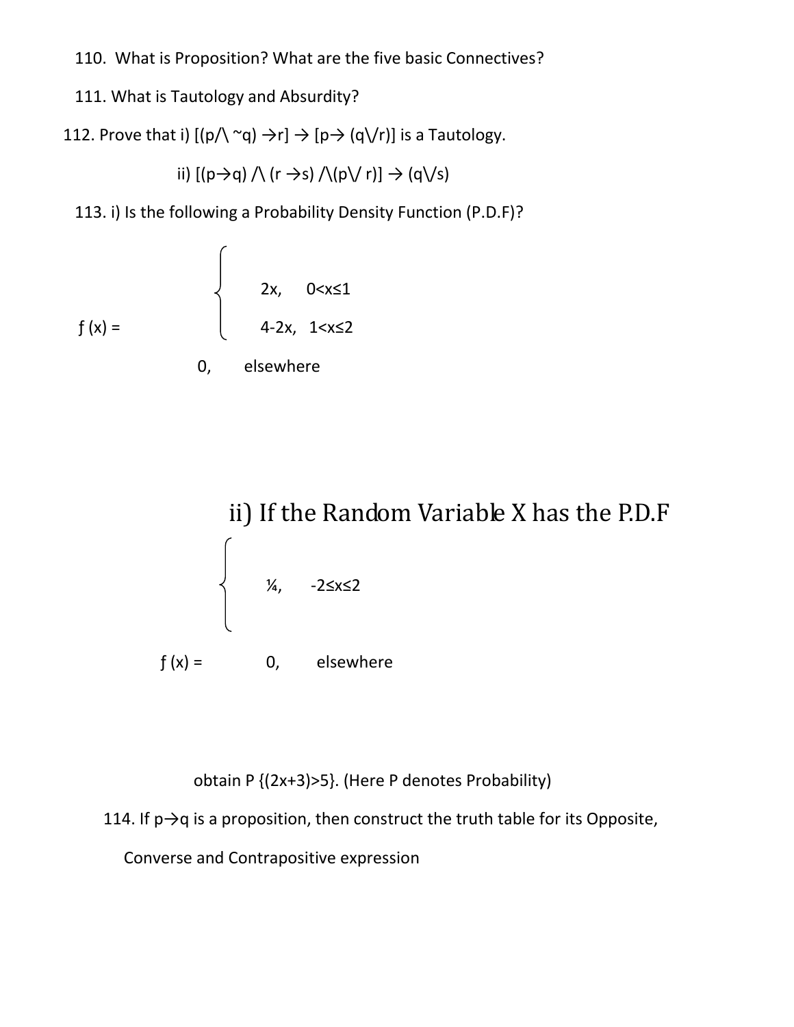110. What is Proposition? What are the five basic Connectives?

111. What is Tautology and Absurdity?

112. Prove that i) $[(p \wedge \sim q) \rightarrow r] \rightarrow [p \rightarrow (q \vee r)]$ is a Tautology.

ii) $[(p \rightarrow q) \wedge (r \rightarrow s) \wedge (p \vee r)] \rightarrow (q \vee s)$

113. i) Is the following a Probability Density Function (P.D.F)?

$$f(x) = \begin{cases} 2x, & 0 < x \leq 1 \\ 4-2x, & 1 < x \leq 2 \\ 0, & \text{elsewhere} \end{cases}$$

ii) If the Random Variable X has the P.D.F

$$f(x) = \begin{cases} \frac{1}{4}, & -2 \leq x \leq 2 \\ 0, & \text{elsewhere} \end{cases}$$

obtain $P\{(2x+3) > 5\}$. (Here P denotes Probability)

114. If $p \rightarrow q$ is a proposition, then construct the truth table for its Opposite, Converse and Contrapositive expression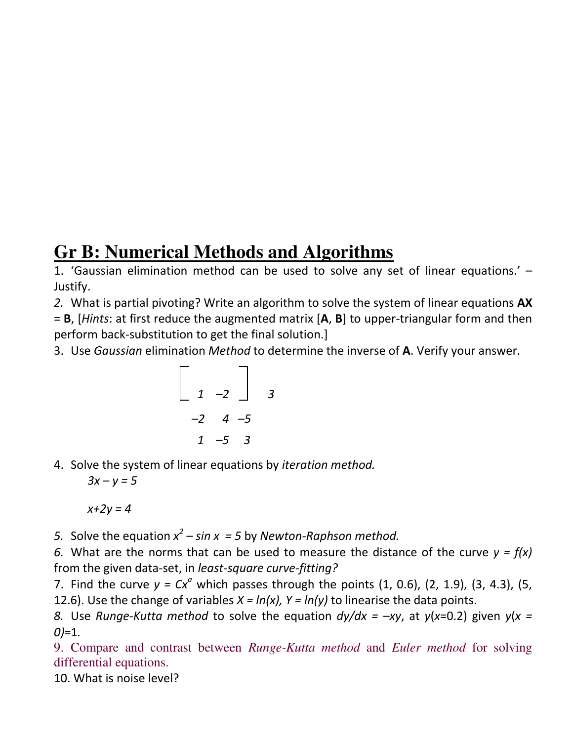# Gr B: Numerical Methods and Algorithms

1. 'Gaussian elimination method can be used to solve any set of linear equations.' – Justify.

2. What is partial pivoting? Write an algorithm to solve the system of linear equations **AX** = **B**, [*Hints*: at first reduce the augmented matrix [**A**, **B**] to upper-triangular form and then perform back-substitution to get the final solution.]

3. Use *Gaussian* elimination *Method* to determine the inverse of **A**. Verify your answer.

$$\begin{bmatrix} 1 & -2 & 3 \\ -2 & 4 & -5 \\ 1 & -5 & 3 \end{bmatrix}$$

4. Solve the system of linear equations by *iteration method.*

$$3x - y = 5$$

$$x + 2y = 4$$

5. Solve the equation $x^2 - \sin x = 5$ by *Newton-Raphson method.*

6. What are the norms that can be used to measure the distance of the curve $y = f(x)$ from the given data-set, in *least-square curve-fitting?*

7. Find the curve $y = Cx^a$ which passes through the points (1, 0.6), (2, 1.9), (3, 4.3), (5, 12.6). Use the change of variables $X = \ln(x)$, $Y = \ln(y)$ to linearise the data points.

8. Use *Runge-Kutta method* to solve the equation $dy/dx = -xy$, at $y(x=0.2)$ given $y(x = 0) = 1$.

9. Compare and contrast between *Runge-Kutta method* and *Euler method* for solving differential equations.

10. What is noise level?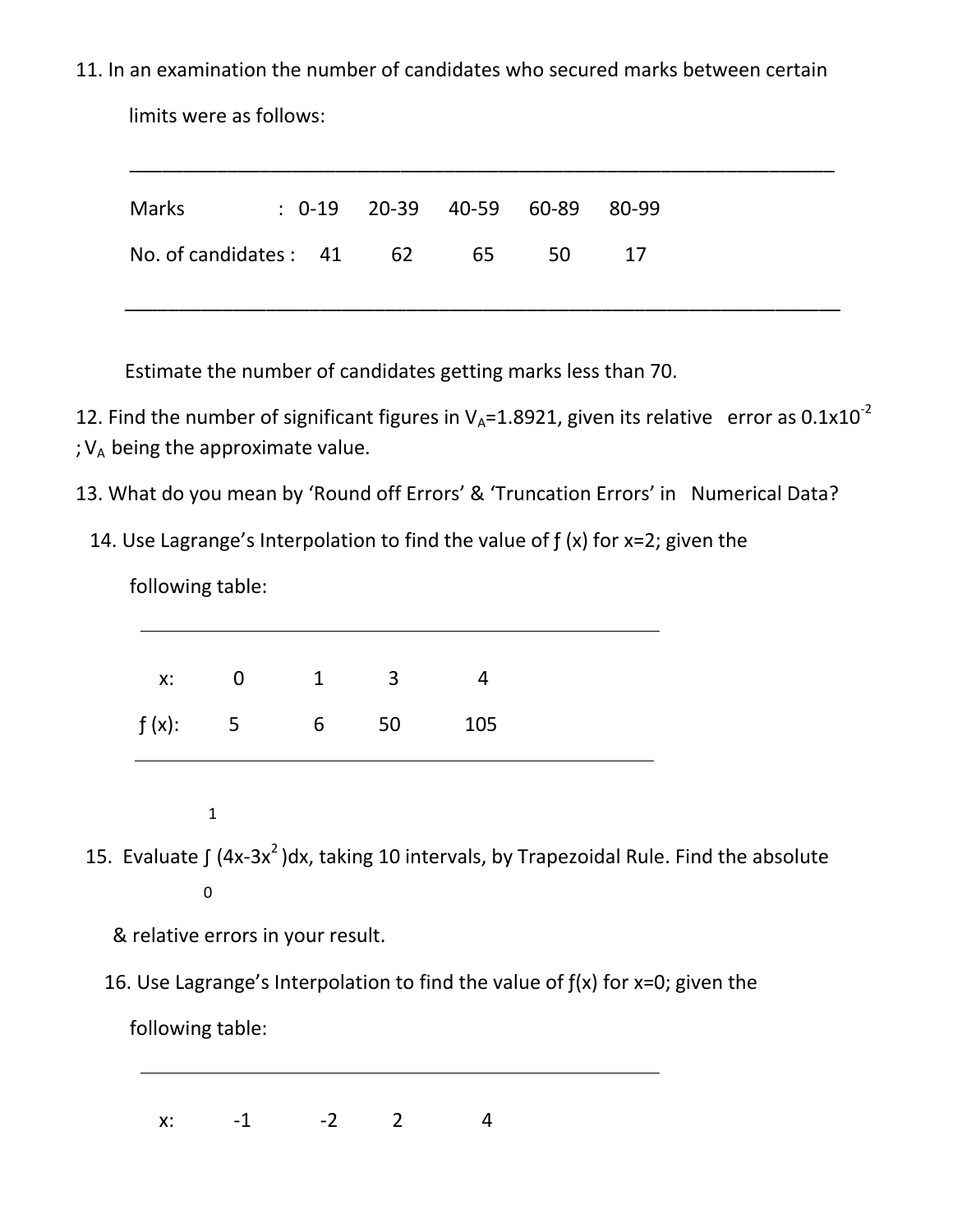11. In an examination the number of candidates who secured marks between certain limits were as follows:

| Marks : | 0-19 | 20-39 | 40-59 | 60-89 | 80-99 |
|---|---|---|---|---|---|
| No. of candidates : | 41 | 62 | 65 | 50 | 17 |

Estimate the number of candidates getting marks less than 70.

12. Find the number of significant figures in $V_A$=1.8921, given its relative error as $0.1\text{x}10^{-2}$ ; $V_A$ being the approximate value.

13. What do you mean by 'Round off Errors' & 'Truncation Errors' in Numerical Data?

14. Use Lagrange's Interpolation to find the value of ƒ (x) for x=2; given the following table:

| x: | 0 | 1 | 3 | 4 |
|---|---|---|---|---|
| ƒ (x): | 5 | 6 | 50 | 105 |

15. Evaluate $\int_0^1 (4x-3x^2)dx$, taking 10 intervals, by Trapezoidal Rule. Find the absolute & relative errors in your result.

16. Use Lagrange's Interpolation to find the value of ƒ(x) for x=0; given the following table:

| x: | -1 | -2 | 2 | 4 |
|---|---|---|---|---|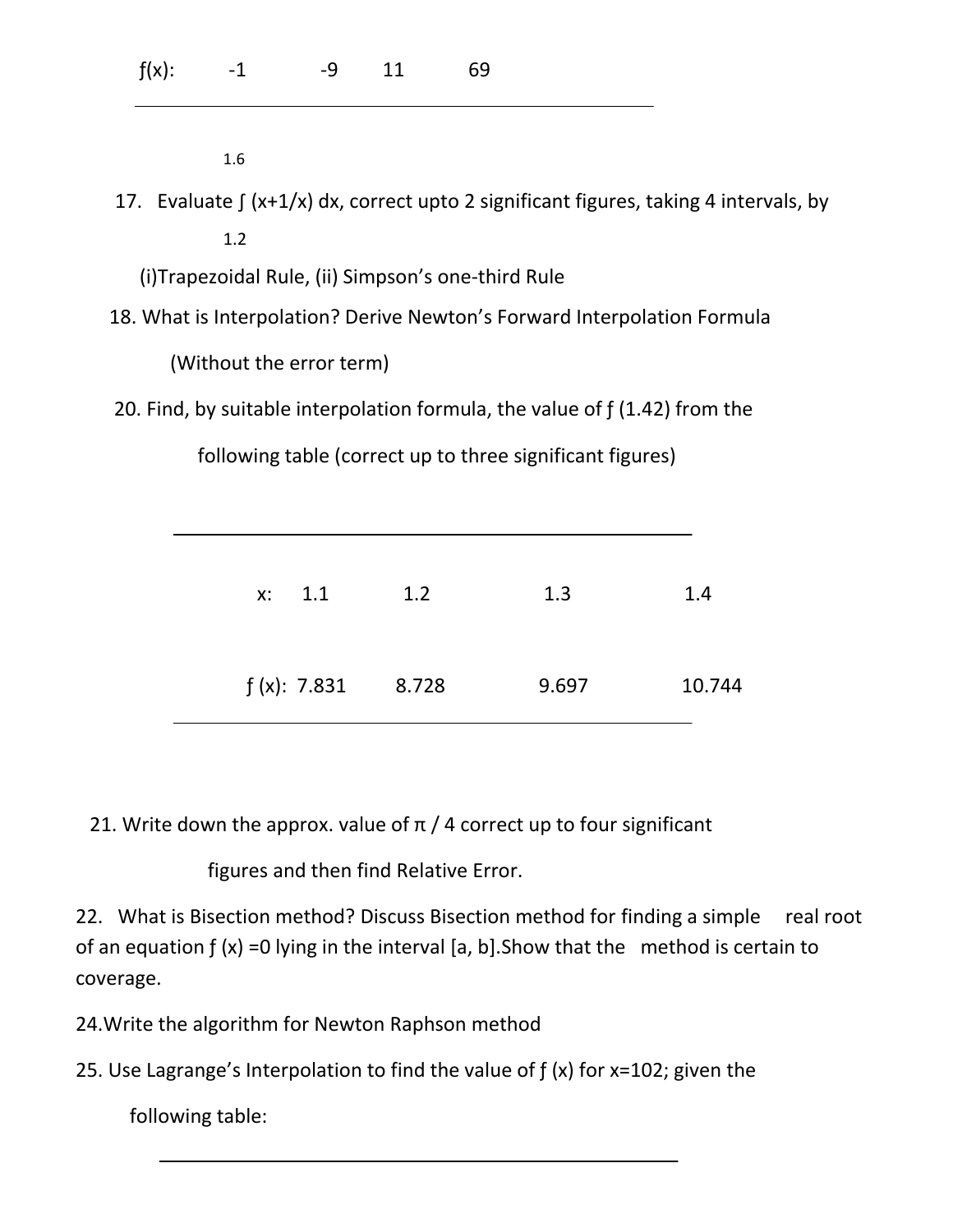| f(x): | -1 | -9 | 11 | 69 |
|---|---|---|---|---|

17. Evaluate $\int_{1.2}^{1.6} (x+1/x)\, dx$, correct upto 2 significant figures, taking 4 intervals, by

    (i)Trapezoidal Rule, (ii) Simpson's one-third Rule

18. What is Interpolation? Derive Newton's Forward Interpolation Formula

    (Without the error term)

20. Find, by suitable interpolation formula, the value of ƒ (1.42) from the

    following table (correct up to three significant figures)

| x: | 1.1 | 1.2 | 1.3 | 1.4 |
|---|---|---|---|---|
| ƒ (x): | 7.831 | 8.728 | 9.697 | 10.744 |

21. Write down the approx. value of π / 4 correct up to four significant

    figures and then find Relative Error.

22. What is Bisection method? Discuss Bisection method for finding a simple real root of an equation ƒ (x) =0 lying in the interval [a, b].Show that the method is certain to coverage.

24.Write the algorithm for Newton Raphson method

25. Use Lagrange's Interpolation to find the value of ƒ (x) for x=102; given the

    following table: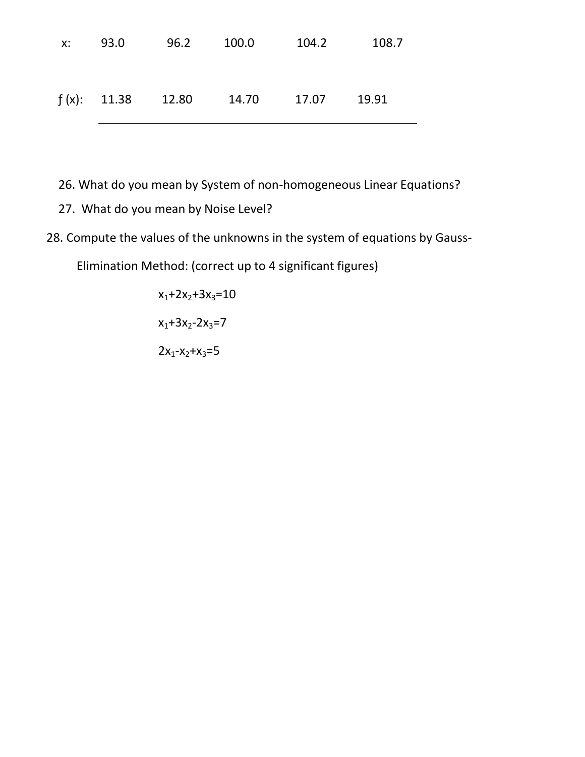| x: | 93.0 | 96.2 | 100.0 | 104.2 | 108.7 |
|---|---|---|---|---|---|
| ƒ (x): | 11.38 | 12.80 | 14.70 | 17.07 | 19.91 |

26. What do you mean by System of non-homogeneous Linear Equations?
27. What do you mean by Noise Level?
28. Compute the values of the unknowns in the system of equations by Gauss-Elimination Method: (correct up to 4 significant figures)

$$x_1+2x_2+3x_3=10$$

$$x_1+3x_2-2x_3=7$$

$$2x_1-x_2+x_3=5$$